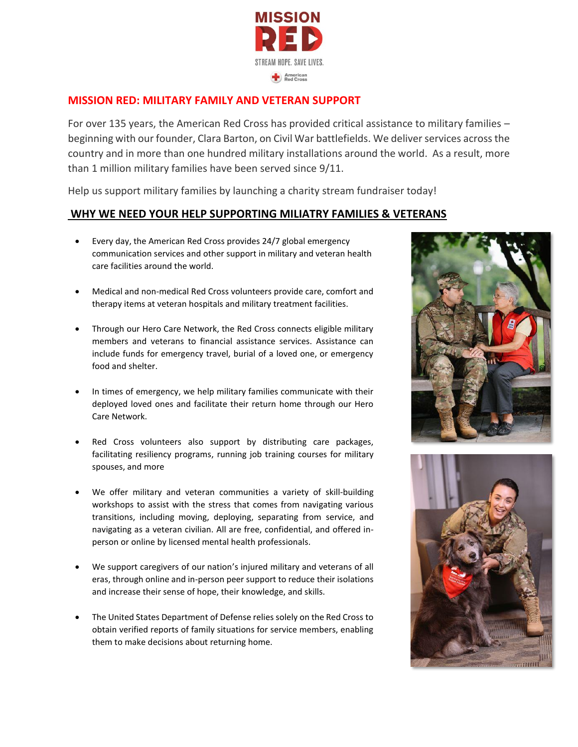MISSION RED

STREAM HOPE. SAVE LIVES.

American Red Cross

## MISSION RED: MILITARY FAMILY AND VETERAN SUPPORT

For over 135 years, the American Red Cross has provided critical assistance to military families – beginning with our founder, Clara Barton, on Civil War battlefields. We deliver services across the country and in more than one hundred military installations around the world. As a result, more than 1 million military families have been served since 9/11.

Help us support military families by launching a charity stream fundraiser today!

## WHY WE NEED YOUR HELP SUPPORTING MILIATRY FAMILIES & VETERANS

- Every day, the American Red Cross provides 24/7 global emergency communication services and other support in military and veteran health care facilities around the world.
- Medical and non-medical Red Cross volunteers provide care, comfort and therapy items at veteran hospitals and military treatment facilities.
- Through our Hero Care Network, the Red Cross connects eligible military members and veterans to financial assistance services. Assistance can include funds for emergency travel, burial of a loved one, or emergency food and shelter.
- In times of emergency, we help military families communicate with their deployed loved ones and facilitate their return home through our Hero Care Network.
- Red Cross volunteers also support by distributing care packages, facilitating resiliency programs, running job training courses for military spouses, and more
- We offer military and veteran communities a variety of skill-building workshops to assist with the stress that comes from navigating various transitions, including moving, deploying, separating from service, and navigating as a veteran civilian. All are free, confidential, and offered in-person or online by licensed mental health professionals.
- We support caregivers of our nation's injured military and veterans of all eras, through online and in-person peer support to reduce their isolations and increase their sense of hope, their knowledge, and skills.
- The United States Department of Defense relies solely on the Red Cross to obtain verified reports of family situations for service members, enabling them to make decisions about returning home.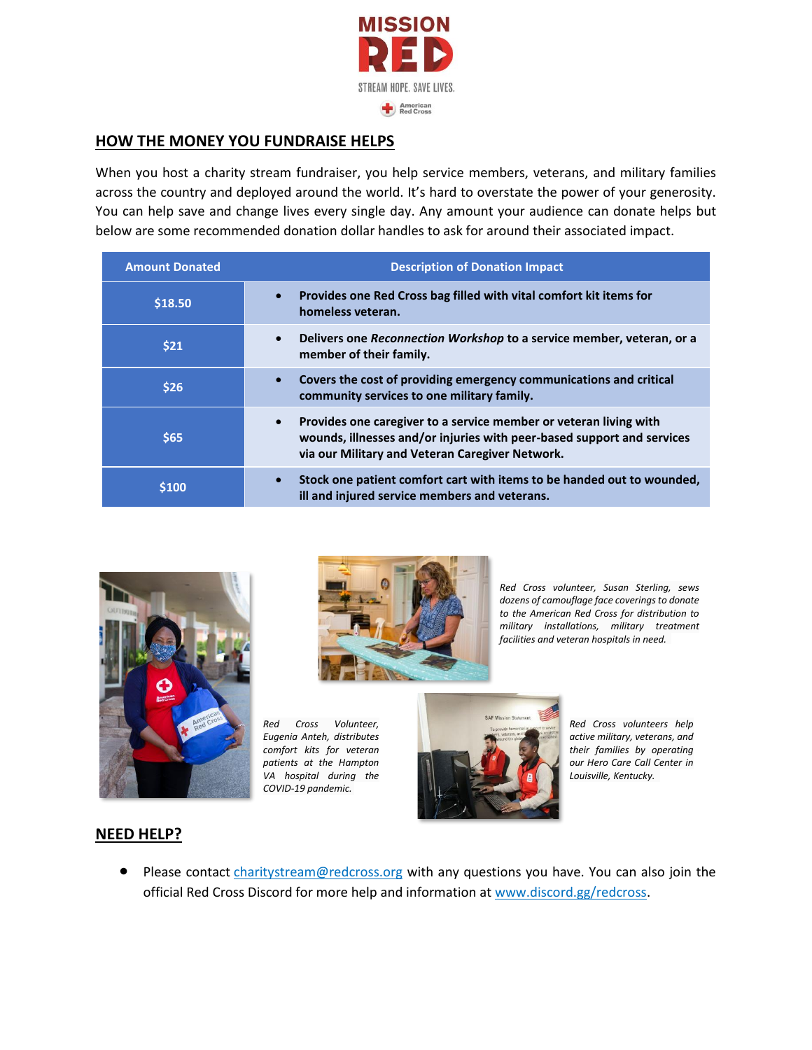MISSION RED

STREAM HOPE. SAVE LIVES.

American Red Cross

## HOW THE MONEY YOU FUNDRAISE HELPS

When you host a charity stream fundraiser, you help service members, veterans, and military families across the country and deployed around the world. It's hard to overstate the power of your generosity. You can help save and change lives every single day. Any amount your audience can donate helps but below are some recommended donation dollar handles to ask for around their associated impact.

| Amount Donated | Description of Donation Impact |
|---|---|
| **$18.50** | • **Provides one Red Cross bag filled with vital comfort kit items for homeless veteran.** |
| **$21** | • **Delivers one *Reconnection Workshop* to a service member, veteran, or a member of their family.** |
| **$26** | • **Covers the cost of providing emergency communications and critical community services to one military family.** |
| **$65** | • **Provides one caregiver to a service member or veteran living with wounds, illnesses and/or injuries with peer-based support and services via our Military and Veteran Caregiver Network.** |
| **$100** | • **Stock one patient comfort cart with items to be handed out to wounded, ill and injured service members and veterans.** |

*Red Cross volunteer, Susan Sterling, sews dozens of camouflage face coverings to donate to the American Red Cross for distribution to military installations, military treatment facilities and veteran hospitals in need.*

*Red Cross Volunteer, Eugenia Anteh, distributes comfort kits for veteran patients at the Hampton VA hospital during the COVID-19 pandemic.*

*Red Cross volunteers help active military, veterans, and their families by operating our Hero Care Call Center in Louisville, Kentucky.*

## NEED HELP?

- Please contact charitystream@redcross.org with any questions you have. You can also join the official Red Cross Discord for more help and information at www.discord.gg/redcross.